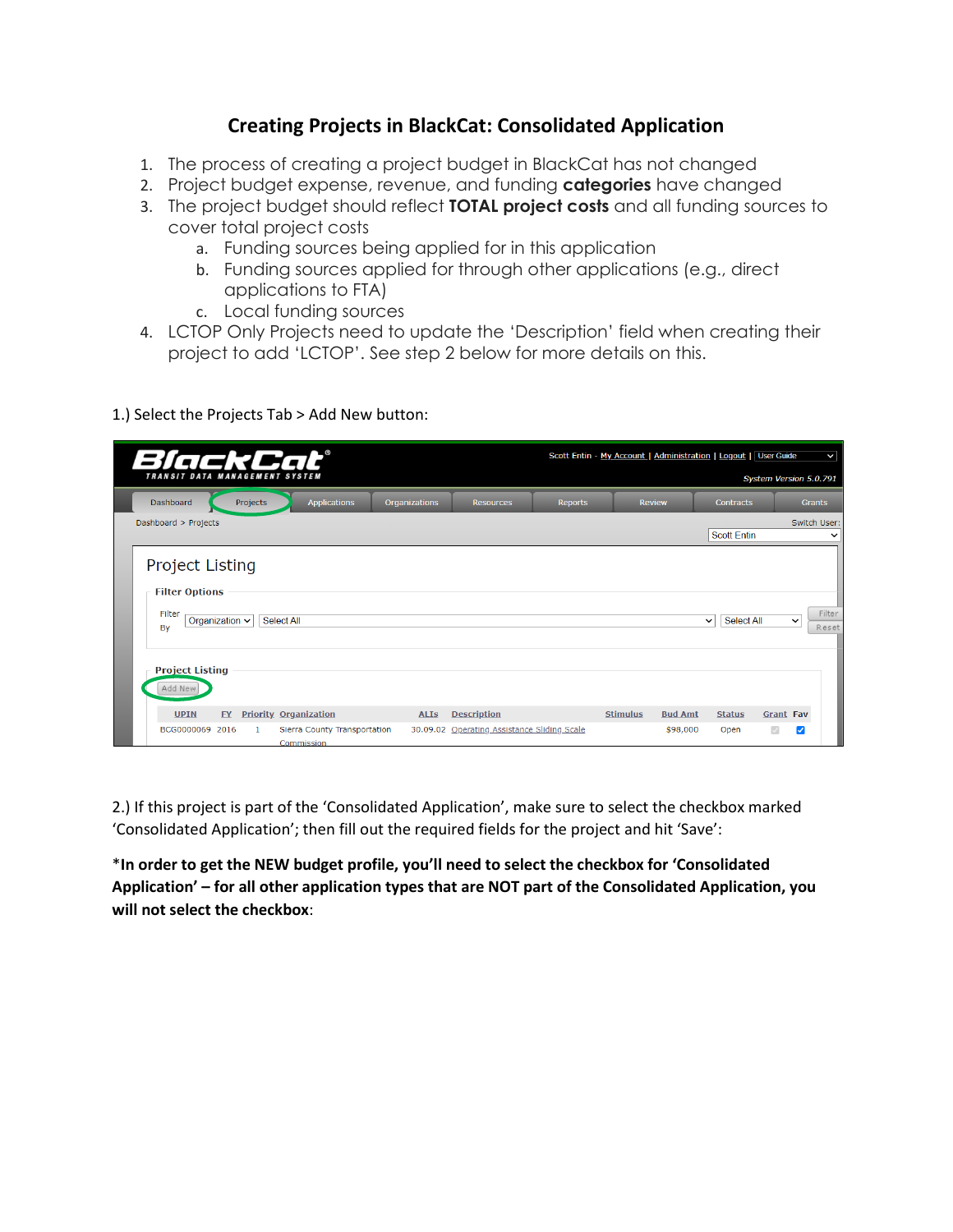# Creating Projects in BlackCat: Consolidated Application

1. The process of creating a project budget in BlackCat has not changed
2. Project budget expense, revenue, and funding **categories** have changed
3. The project budget should reflect **TOTAL project costs** and all funding sources to cover total project costs
   a. Funding sources being applied for in this application
   b. Funding sources applied for through other applications (e.g., direct applications to FTA)
   c. Local funding sources
4. LCTOP Only Projects need to update the 'Description' field when creating their project to add 'LCTOP'. See step 2 below for more details on this.

1.) Select the Projects Tab > Add New button:

2.) If this project is part of the 'Consolidated Application', make sure to select the checkbox marked 'Consolidated Application'; then fill out the required fields for the project and hit 'Save':

***In order to get the NEW budget profile, you'll need to select the checkbox for 'Consolidated Application' – for all other application types that are NOT part of the Consolidated Application, you will not select the checkbox**: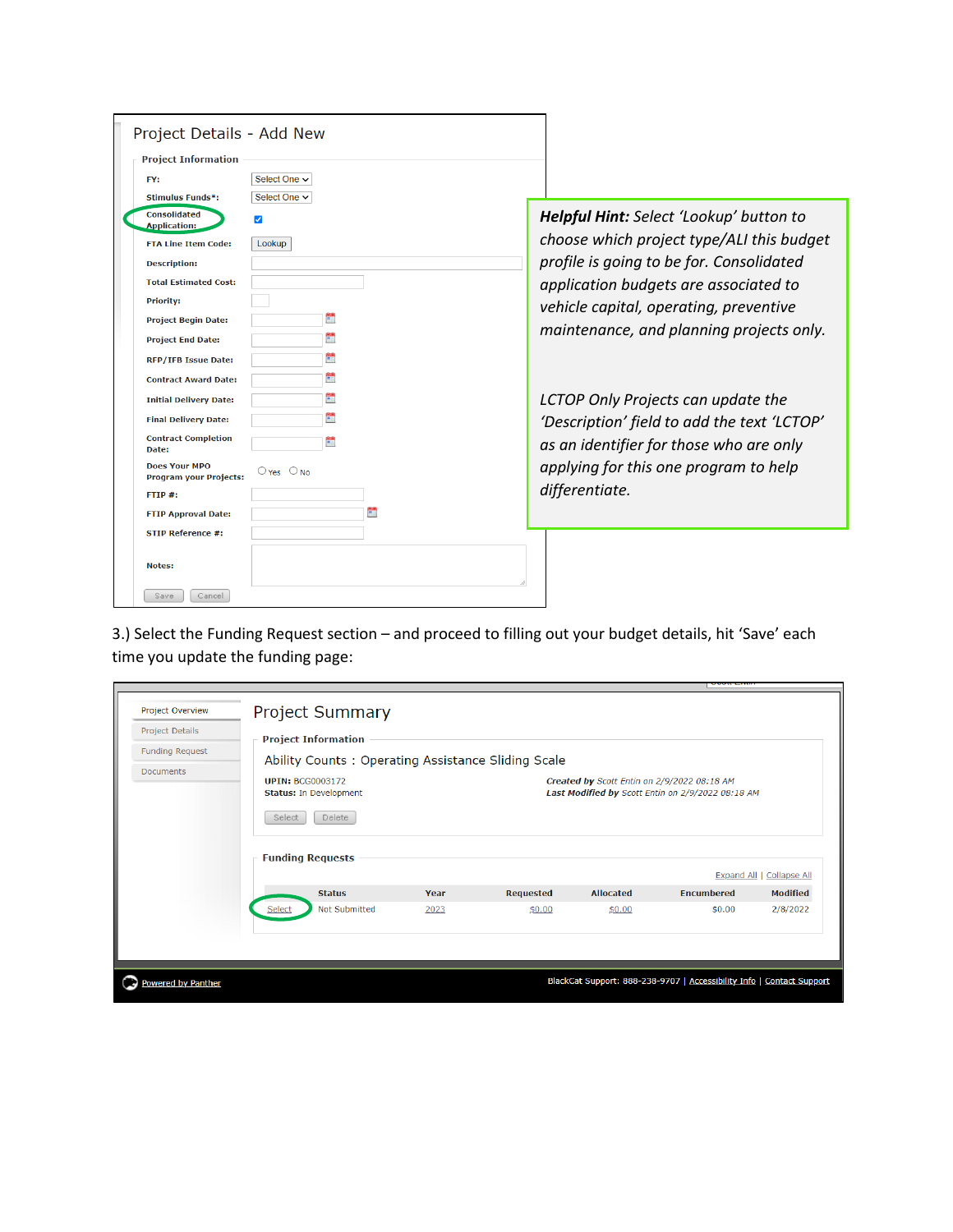**Project Details - Add New**

**Project Information**

- **FY:** Select One
- **Stimulus Funds\*:** Select One
- **Consolidated Application:** ☑
- **FTA Line Item Code:** Lookup
- **Description:**
- **Total Estimated Cost:**
- **Priority:**
- **Project Begin Date:**
- **Project End Date:**
- **RFP/IFB Issue Date:**
- **Contract Award Date:**
- **Initial Delivery Date:**
- **Final Delivery Date:**
- **Contract Completion Date:**
- **Does Your MPO Program your Projects:** ○ Yes ○ No
- **FTIP #:**
- **FTIP Approval Date:**
- **STIP Reference #:**
- **Notes:**

Save | Cancel

> ***Helpful Hint:*** *Select 'Lookup' button to choose which project type/ALI this budget profile is going to be for. Consolidated application budgets are associated to vehicle capital, operating, preventive maintenance, and planning projects only.*
>
> *LCTOP Only Projects can update the 'Description' field to add the text 'LCTOP' as an identifier for those who are only applying for this one program to help differentiate.*

3.) Select the Funding Request section – and proceed to filling out your budget details, hit 'Save' each time you update the funding page:

- Project Overview
- Project Details
- Funding Request
- Documents

**Project Summary**

**Project Information**

Ability Counts : Operating Assistance Sliding Scale

**UPIN:** BCG0003172
**Status:** In Development

***Created by*** *Scott Entin on 2/9/2022 08:18 AM*
***Last Modified by*** *Scott Entin on 2/9/2022 08:18 AM*

Select | Delete

**Funding Requests**

Expand All | Collapse All

| | Status | Year | Requested | Allocated | Encumbered | Modified |
|---|---|---|---|---|---|---|
| Select | Not Submitted | 2023 | $0.00 | $0.00 | $0.00 | 2/8/2022 |

Powered by Panther

BlackCat Support: 888-238-9707 | Accessibility Info | Contact Support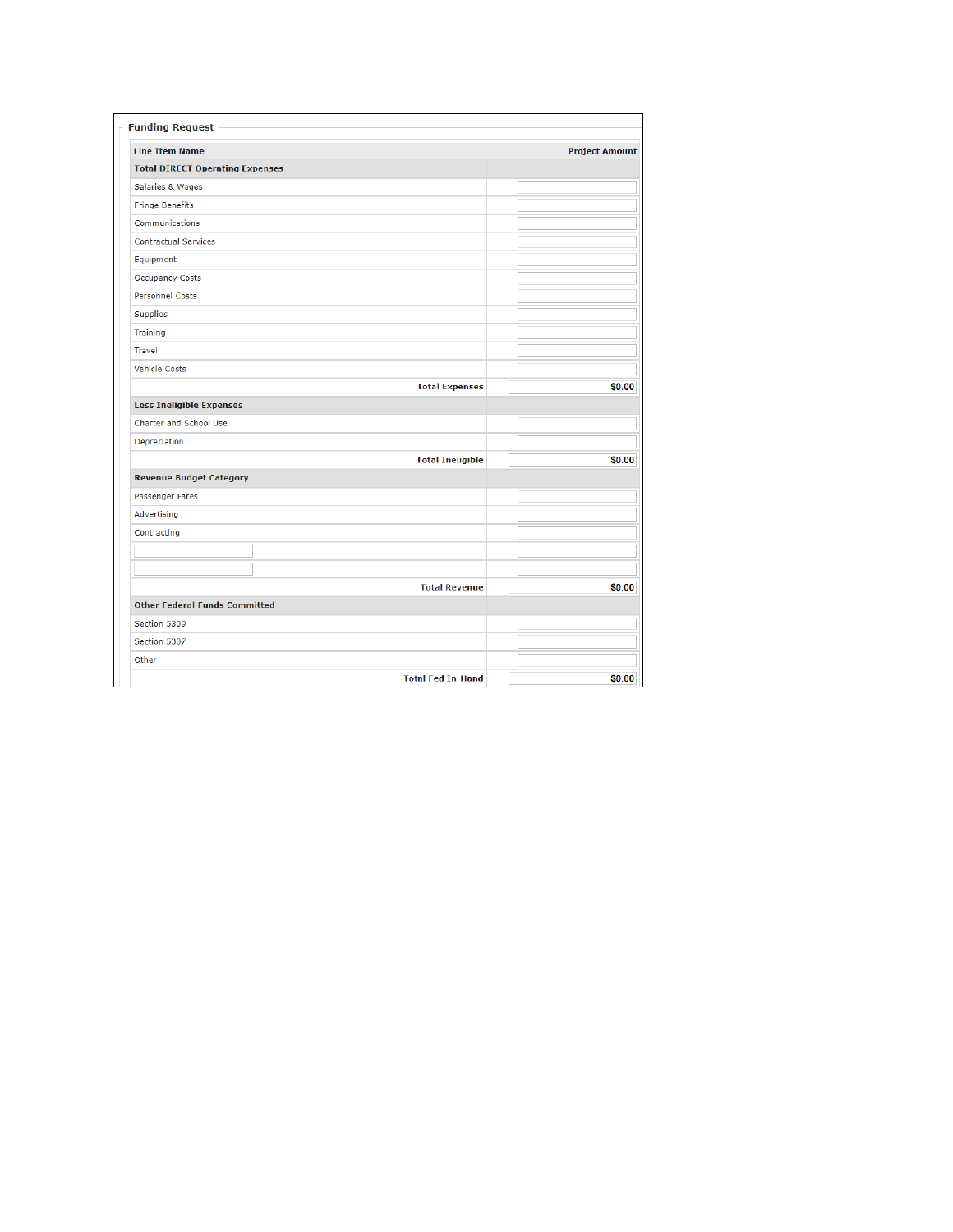## Funding Request

| Line Item Name | Project Amount |
|---|---|
| **Total DIRECT Operating Expenses** | |
| Salaries & Wages | |
| Fringe Benefits | |
| Communications | |
| Contractual Services | |
| Equipment | |
| Occupancy Costs | |
| Personnel Costs | |
| Supplies | |
| Training | |
| Travel | |
| Vehicle Costs | |
| **Total Expenses** | $0.00 |
| **Less Ineligible Expenses** | |
| Charter and School Use | |
| Depreciation | |
| **Total Ineligible** | $0.00 |
| **Revenue Budget Category** | |
| Passenger Fares | |
| Advertising | |
| Contracting | |
| | |
| | |
| **Total Revenue** | $0.00 |
| **Other Federal Funds Committed** | |
| Section 5309 | |
| Section 5307 | |
| Other | |
| **Total Fed In-Hand** | $0.00 |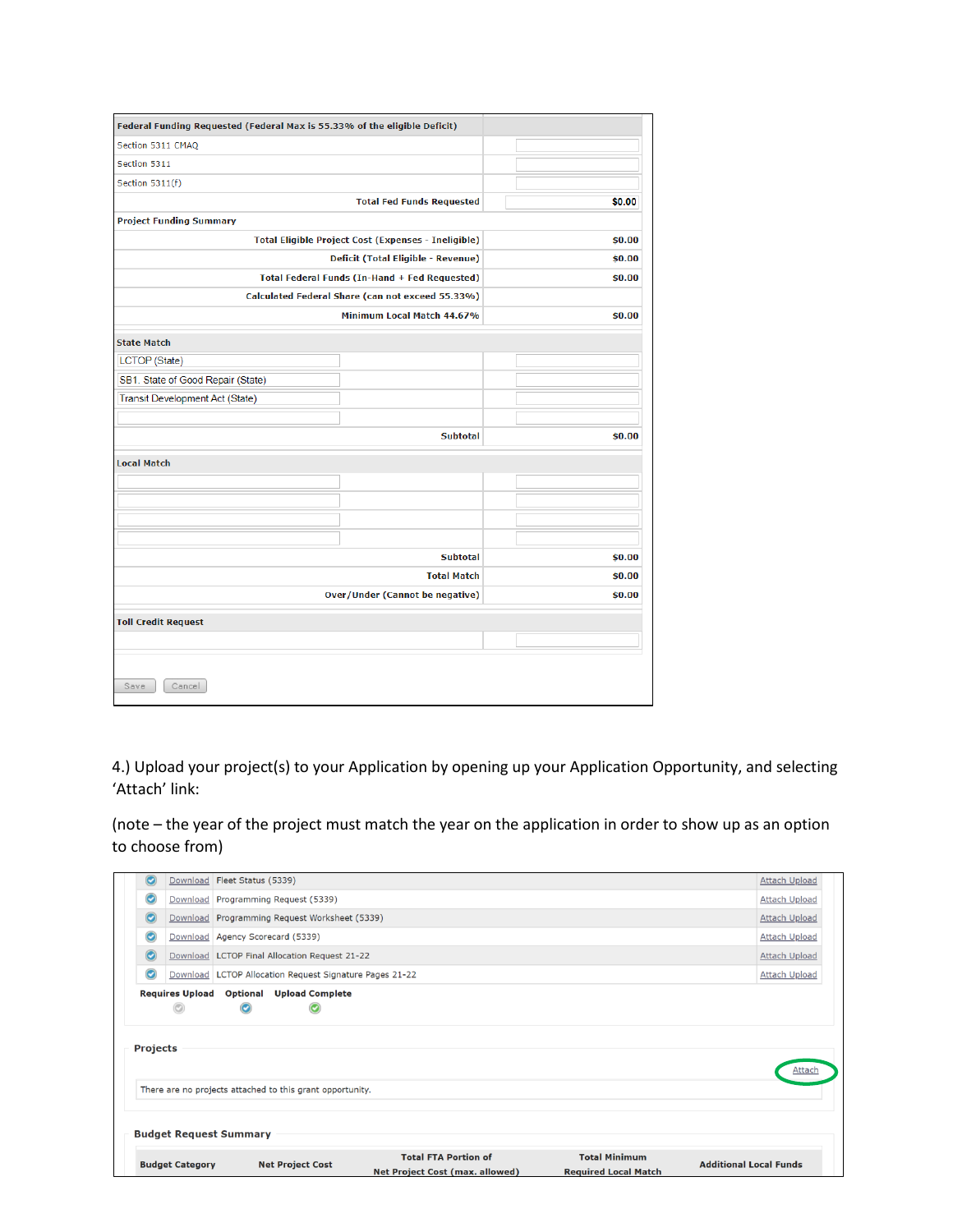| Federal Funding Requested (Federal Max is 55.33% of the eligible Deficit) | |
|---|---|
| Section 5311 CMAQ | |
| Section 5311 | |
| Section 5311(f) | |
| Total Fed Funds Requested | $0.00 |
| **Project Funding Summary** | |
| Total Eligible Project Cost (Expenses - Ineligible) | $0.00 |
| Deficit (Total Eligible - Revenue) | $0.00 |
| Total Federal Funds (In-Hand + Fed Requested) | $0.00 |
| Calculated Federal Share (can not exceed 55.33%) | |
| Minimum Local Match 44.67% | $0.00 |
| **State Match** | |
| LCTOP (State) | |
| SB1. State of Good Repair (State) | |
| Transit Development Act (State) | |
| | |
| Subtotal | $0.00 |
| **Local Match** | |
| | |
| | |
| | |
| | |
| Subtotal | $0.00 |
| Total Match | $0.00 |
| Over/Under (Cannot be negative) | $0.00 |
| **Toll Credit Request** | |
| | |

Save | Cancel

4.) Upload your project(s) to your Application by opening up your Application Opportunity, and selecting 'Attach' link:

(note – the year of the project must match the year on the application in order to show up as an option to choose from)

| | | | |
|---|---|---|---|
| ✓ | Download | Fleet Status (5339) | Attach Upload |
| ✓ | Download | Programming Request (5339) | Attach Upload |
| ✓ | Download | Programming Request Worksheet (5339) | Attach Upload |
| ✓ | Download | Agency Scorecard (5339) | Attach Upload |
| ✓ | Download | LCTOP Final Allocation Request 21-22 | Attach Upload |
| ✓ | Download | LCTOP Allocation Request Signature Pages 21-22 | Attach Upload |

Requires Upload | Optional | Upload Complete

**Projects**

Attach

There are no projects attached to this grant opportunity.

**Budget Request Summary**

| Budget Category | Net Project Cost | Total FTA Portion of Net Project Cost (max. allowed) | Total Minimum Required Local Match | Additional Local Funds |
|---|---|---|---|---|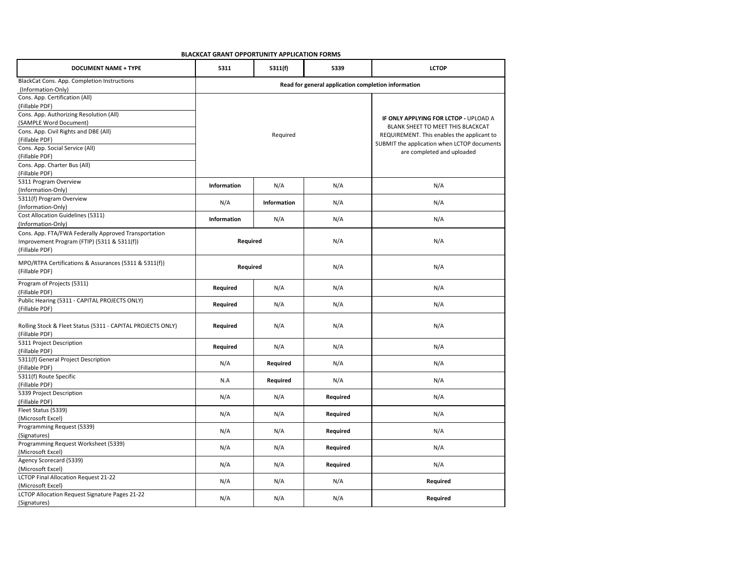**BLACKCAT GRANT OPPORTUNITY APPLICATION FORMS**

| DOCUMENT NAME + TYPE | 5311 | 5311(f) | 5339 | LCTOP |
|---|---|---|---|---|
| BlackCat Cons. App. Completion Instructions (Information-Only) | **Read for general application completion information** | | | |
| Cons. App. Certification (All) (Fillable PDF) | Required | | | **IF ONLY APPLYING FOR LCTOP -** UPLOAD A BLANK SHEET TO MEET THIS BLACKCAT REQUIREMENT. This enables the applicant to SUBMIT the application when LCTOP documents are completed and uploaded |
| Cons. App. Authorizing Resolution (All) (SAMPLE Word Document) | | | | |
| Cons. App. Civil Rights and DBE (All) (Fillable PDF) | | | | |
| Cons. App. Social Service (All) (Fillable PDF) | | | | |
| Cons. App. Charter Bus (All) (Fillable PDF) | | | | |
| 5311 Program Overview (Information-Only) | **Information** | N/A | N/A | N/A |
| 5311(f) Program Overview (Information-Only) | N/A | **Information** | N/A | N/A |
| Cost Allocation Guidelines (5311) (Information-Only) | **Information** | N/A | N/A | N/A |
| Cons. App. FTA/FWA Federally Approved Transportation Improvement Program (FTIP) (5311 & 5311(f)) (Fillable PDF) | **Required** | | N/A | N/A |
| MPO/RTPA Certifications & Assurances (5311 & 5311(f)) (Fillable PDF) | **Required** | | N/A | N/A |
| Program of Projects (5311) (Fillable PDF) | **Required** | N/A | N/A | N/A |
| Public Hearing (5311 - CAPITAL PROJECTS ONLY) (Fillable PDF) | **Required** | N/A | N/A | N/A |
| Rolling Stock & Fleet Status (5311 - CAPITAL PROJECTS ONLY) (Fillable PDF) | **Required** | N/A | N/A | N/A |
| 5311 Project Description (Fillable PDF) | **Required** | N/A | N/A | N/A |
| 5311(f) General Project Description (Fillable PDF) | N/A | **Required** | N/A | N/A |
| 5311(f) Route Specific (Fillable PDF) | N.A | **Required** | N/A | N/A |
| 5339 Project Description (Fillable PDF) | N/A | N/A | **Required** | N/A |
| Fleet Status (5339) (Microsoft Excel) | N/A | N/A | **Required** | N/A |
| Programming Request (5339) (Signatures) | N/A | N/A | **Required** | N/A |
| Programming Request Worksheet (5339) (Microsoft Excel) | N/A | N/A | **Required** | N/A |
| Agency Scorecard (5339) (Microsoft Excel) | N/A | N/A | **Required** | N/A |
| LCTOP Final Allocation Request 21-22 (Microsoft Excel) | N/A | N/A | N/A | **Required** |
| LCTOP Allocation Request Signature Pages 21-22 (Signatures) | N/A | N/A | N/A | **Required** |